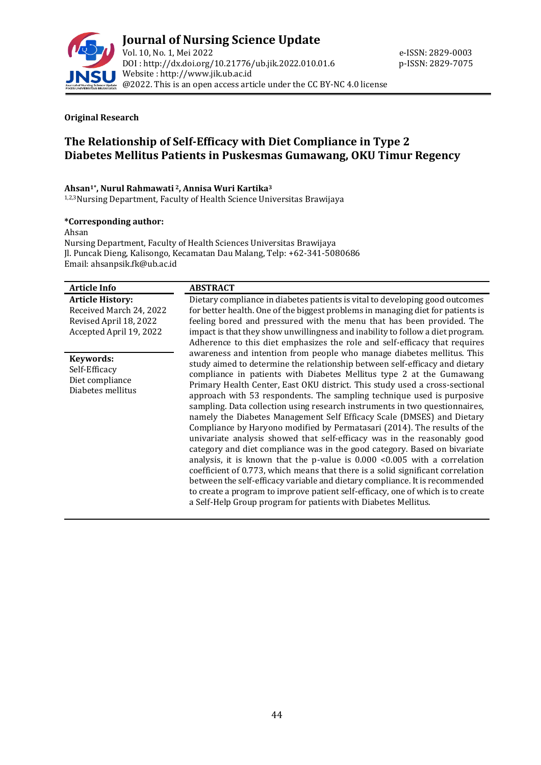**Original Research**

# The Relationship of Self-Efficacy with Diet Compliance in Type 2 Diabetes Mellitus Patients in Puskesmas Gumawang, OKU Timur Regency

**Ahsan[1*], Nurul Rahmawati [2], Annisa Wuri Kartika[3]**

[1,2,3]Nursing Department, Faculty of Health Science Universitas Brawijaya

**\*Corresponding author:**

Ahsan

Nursing Department, Faculty of Health Sciences Universitas Brawijaya

Jl. Puncak Dieng, Kalisongo, Kecamatan Dau Malang, Telp: +62-341-5080686

Email: ahsanpsik.fk@ub.ac.id

**Article Info**

**Article History:**

Received March 24, 2022

Revised April 18, 2022

Accepted April 19, 2022

**Keywords:**

Self-Efficacy

Diet compliance

Diabetes mellitus

**ABSTRACT**

Dietary compliance in diabetes patients is vital to developing good outcomes for better health. One of the biggest problems in managing diet for patients is feeling bored and pressured with the menu that has been provided. The impact is that they show unwillingness and inability to follow a diet program. Adherence to this diet emphasizes the role and self-efficacy that requires awareness and intention from people who manage diabetes mellitus. This study aimed to determine the relationship between self-efficacy and dietary compliance in patients with Diabetes Mellitus type 2 at the Gumawang Primary Health Center, East OKU district. This study used a cross-sectional approach with 53 respondents. The sampling technique used is purposive sampling. Data collection using research instruments in two questionnaires, namely the Diabetes Management Self Efficacy Scale (DMSES) and Dietary Compliance by Haryono modified by Permatasari (2014). The results of the univariate analysis showed that self-efficacy was in the reasonably good category and diet compliance was in the good category. Based on bivariate analysis, it is known that the p-value is 0.000 <0.005 with a correlation coefficient of 0.773, which means that there is a solid significant correlation between the self-efficacy variable and dietary compliance. It is recommended to create a program to improve patient self-efficacy, one of which is to create a Self-Help Group program for patients with Diabetes Mellitus.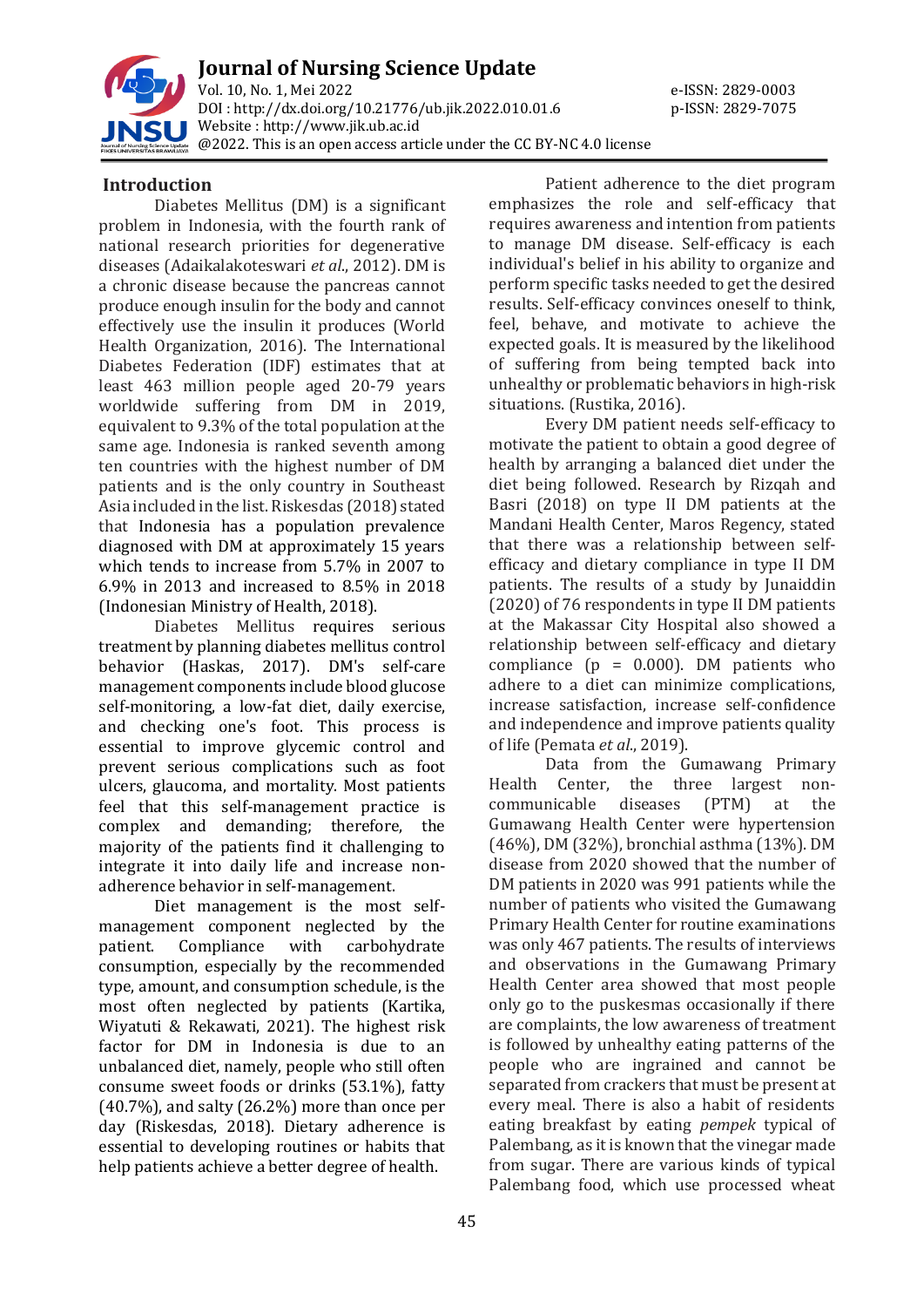## Introduction

Diabetes Mellitus (DM) is a significant problem in Indonesia, with the fourth rank of national research priorities for degenerative diseases (Adaikalakoteswari *et al*., 2012). DM is a chronic disease because the pancreas cannot produce enough insulin for the body and cannot effectively use the insulin it produces (World Health Organization, 2016). The International Diabetes Federation (IDF) estimates that at least 463 million people aged 20-79 years worldwide suffering from DM in 2019, equivalent to 9.3% of the total population at the same age. Indonesia is ranked seventh among ten countries with the highest number of DM patients and is the only country in Southeast Asia included in the list. Riskesdas (2018) stated that Indonesia has a population prevalence diagnosed with DM at approximately 15 years which tends to increase from 5.7% in 2007 to 6.9% in 2013 and increased to 8.5% in 2018 (Indonesian Ministry of Health, 2018).

Diabetes Mellitus requires serious treatment by planning diabetes mellitus control behavior (Haskas, 2017). DM's self-care management components include blood glucose self-monitoring, a low-fat diet, daily exercise, and checking one's foot. This process is essential to improve glycemic control and prevent serious complications such as foot ulcers, glaucoma, and mortality. Most patients feel that this self-management practice is complex and demanding; therefore, the majority of the patients find it challenging to integrate it into daily life and increase non-adherence behavior in self-management.

Diet management is the most self-management component neglected by the patient. Compliance with carbohydrate consumption, especially by the recommended type, amount, and consumption schedule, is the most often neglected by patients (Kartika, Wiyatuti & Rekawati, 2021). The highest risk factor for DM in Indonesia is due to an unbalanced diet, namely, people who still often consume sweet foods or drinks (53.1%), fatty (40.7%), and salty (26.2%) more than once per day (Riskesdas, 2018). Dietary adherence is essential to developing routines or habits that help patients achieve a better degree of health.

Patient adherence to the diet program emphasizes the role and self-efficacy that requires awareness and intention from patients to manage DM disease. Self-efficacy is each individual's belief in his ability to organize and perform specific tasks needed to get the desired results. Self-efficacy convinces oneself to think, feel, behave, and motivate to achieve the expected goals. It is measured by the likelihood of suffering from being tempted back into unhealthy or problematic behaviors in high-risk situations. (Rustika, 2016).

Every DM patient needs self-efficacy to motivate the patient to obtain a good degree of health by arranging a balanced diet under the diet being followed. Research by Rizqah and Basri (2018) on type II DM patients at the Mandani Health Center, Maros Regency, stated that there was a relationship between self-efficacy and dietary compliance in type II DM patients. The results of a study by Junaiddin (2020) of 76 respondents in type II DM patients at the Makassar City Hospital also showed a relationship between self-efficacy and dietary compliance ($p = 0.000$). DM patients who adhere to a diet can minimize complications, increase satisfaction, increase self-confidence and independence and improve patients quality of life (Pemata *et al*., 2019).

Data from the Gumawang Primary Health Center, the three largest non-communicable diseases (PTM) at the Gumawang Health Center were hypertension (46%), DM (32%), bronchial asthma (13%). DM disease from 2020 showed that the number of DM patients in 2020 was 991 patients while the number of patients who visited the Gumawang Primary Health Center for routine examinations was only 467 patients. The results of interviews and observations in the Gumawang Primary Health Center area showed that most people only go to the puskesmas occasionally if there are complaints, the low awareness of treatment is followed by unhealthy eating patterns of the people who are ingrained and cannot be separated from crackers that must be present at every meal. There is also a habit of residents eating breakfast by eating *pempek* typical of Palembang, as it is known that the vinegar made from sugar. There are various kinds of typical Palembang food, which use processed wheat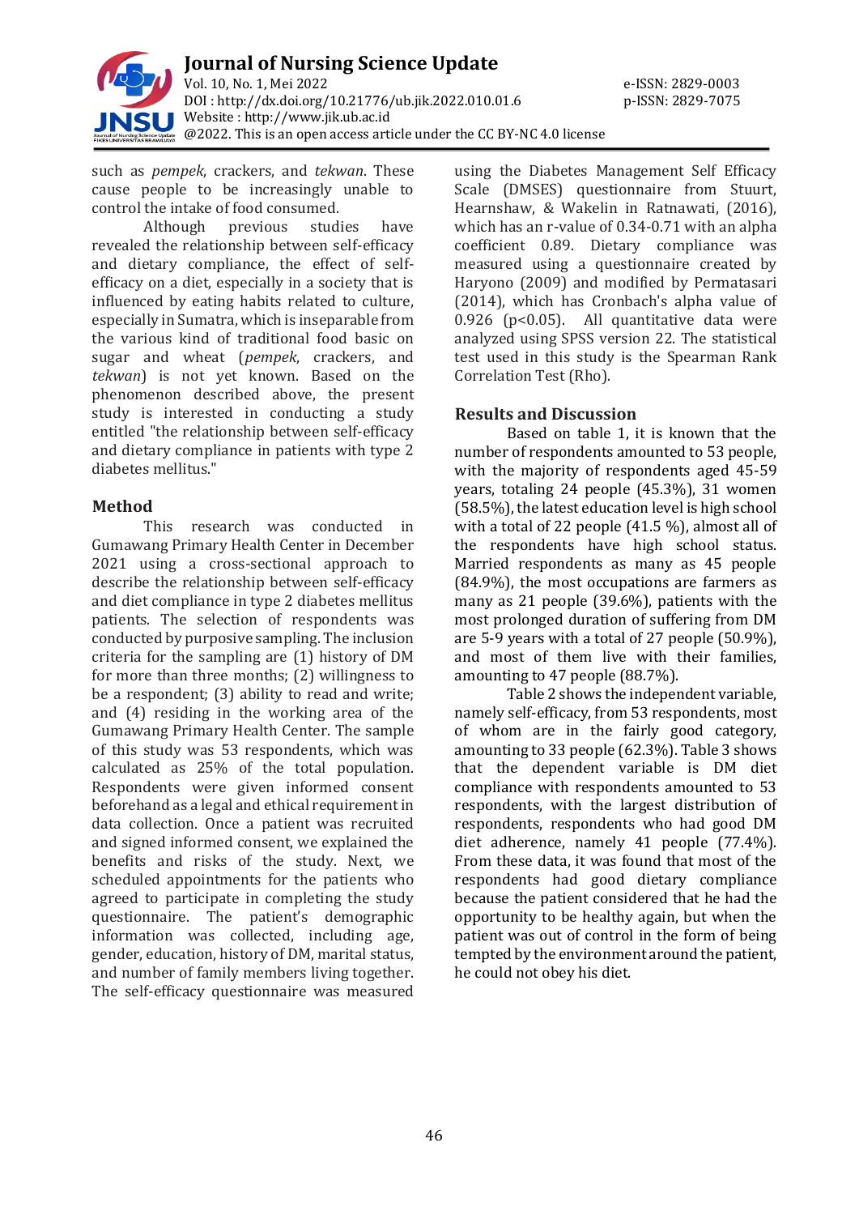such as *pempek*, crackers, and *tekwan*. These cause people to be increasingly unable to control the intake of food consumed.

Although previous studies have revealed the relationship between self-efficacy and dietary compliance, the effect of self-efficacy on a diet, especially in a society that is influenced by eating habits related to culture, especially in Sumatra, which is inseparable from the various kind of traditional food basic on sugar and wheat (*pempek*, crackers, and *tekwan*) is not yet known. Based on the phenomenon described above, the present study is interested in conducting a study entitled "the relationship between self-efficacy and dietary compliance in patients with type 2 diabetes mellitus."

## Method

This research was conducted in Gumawang Primary Health Center in December 2021 using a cross-sectional approach to describe the relationship between self-efficacy and diet compliance in type 2 diabetes mellitus patients. The selection of respondents was conducted by purposive sampling. The inclusion criteria for the sampling are (1) history of DM for more than three months; (2) willingness to be a respondent; (3) ability to read and write; and (4) residing in the working area of the Gumawang Primary Health Center. The sample of this study was 53 respondents, which was calculated as 25% of the total population. Respondents were given informed consent beforehand as a legal and ethical requirement in data collection. Once a patient was recruited and signed informed consent, we explained the benefits and risks of the study. Next, we scheduled appointments for the patients who agreed to participate in completing the study questionnaire. The patient's demographic information was collected, including age, gender, education, history of DM, marital status, and number of family members living together. The self-efficacy questionnaire was measured using the Diabetes Management Self Efficacy Scale (DMSES) questionnaire from Stuurt, Hearnshaw, & Wakelin in Ratnawati, (2016), which has an r-value of 0.34-0.71 with an alpha coefficient 0.89. Dietary compliance was measured using a questionnaire created by Haryono (2009) and modified by Permatasari (2014), which has Cronbach's alpha value of 0.926 ($p<0.05$). All quantitative data were analyzed using SPSS version 22. The statistical test used in this study is the Spearman Rank Correlation Test (Rho).

## Results and Discussion

Based on table 1, it is known that the number of respondents amounted to 53 people, with the majority of respondents aged 45-59 years, totaling 24 people (45.3%), 31 women (58.5%), the latest education level is high school with a total of 22 people (41.5 %), almost all of the respondents have high school status. Married respondents as many as 45 people (84.9%), the most occupations are farmers as many as 21 people (39.6%), patients with the most prolonged duration of suffering from DM are 5-9 years with a total of 27 people (50.9%), and most of them live with their families, amounting to 47 people (88.7%).

Table 2 shows the independent variable, namely self-efficacy, from 53 respondents, most of whom are in the fairly good category, amounting to 33 people (62.3%). Table 3 shows that the dependent variable is DM diet compliance with respondents amounted to 53 respondents, with the largest distribution of respondents, respondents who had good DM diet adherence, namely 41 people (77.4%). From these data, it was found that most of the respondents had good dietary compliance because the patient considered that he had the opportunity to be healthy again, but when the patient was out of control in the form of being tempted by the environment around the patient, he could not obey his diet.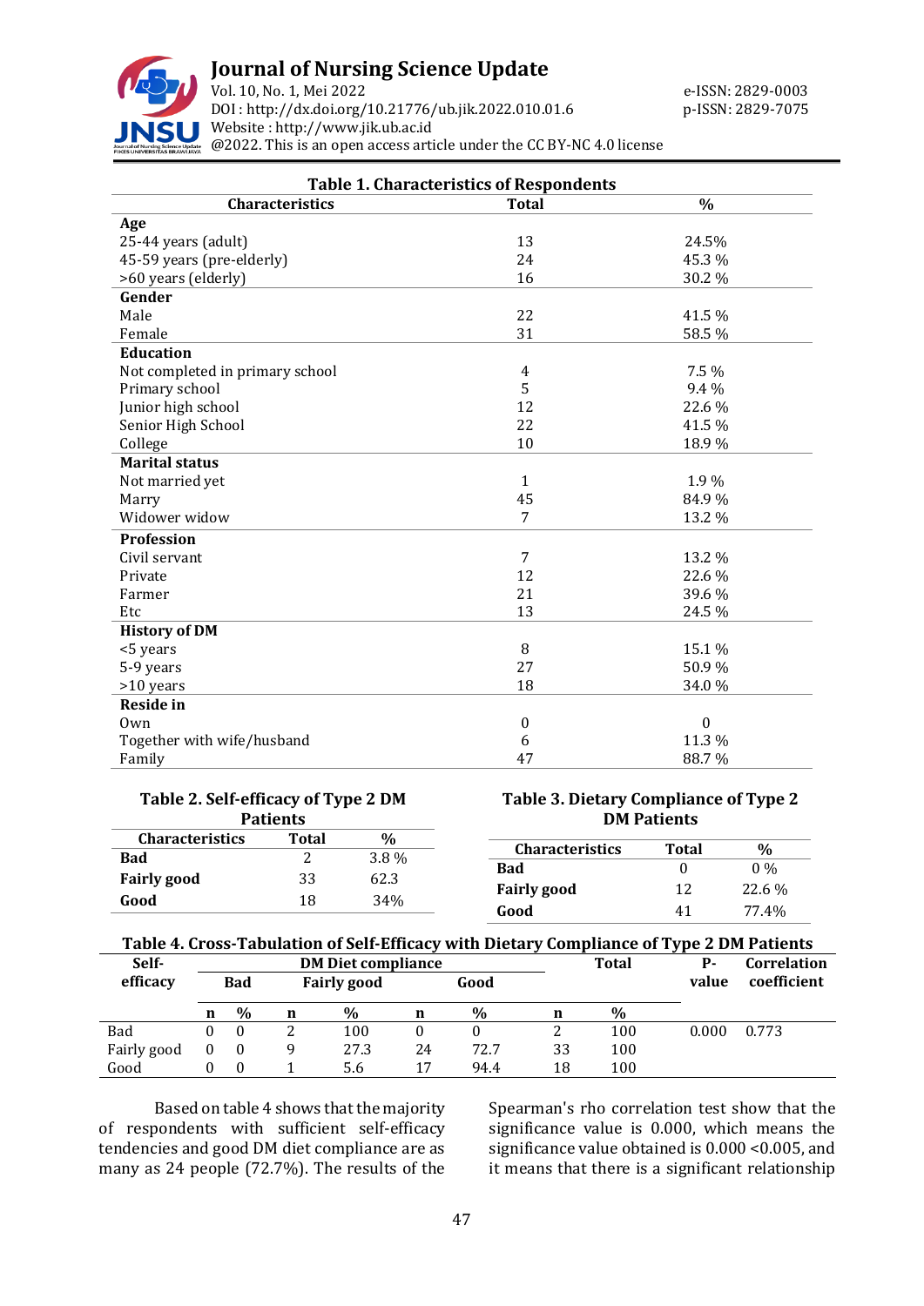**Table 1. Characteristics of Respondents**

| Characteristics | Total | % |
|---|---|---|
| **Age** | | |
| 25-44 years (adult) | 13 | 24.5% |
| 45-59 years (pre-elderly) | 24 | 45.3 % |
| >60 years (elderly) | 16 | 30.2 % |
| **Gender** | | |
| Male | 22 | 41.5 % |
| Female | 31 | 58.5 % |
| **Education** | | |
| Not completed in primary school | 4 | 7.5 % |
| Primary school | 5 | 9.4 % |
| Junior high school | 12 | 22.6 % |
| Senior High School | 22 | 41.5 % |
| College | 10 | 18.9 % |
| **Marital status** | | |
| Not married yet | 1 | 1.9 % |
| Marry | 45 | 84.9 % |
| Widower widow | 7 | 13.2 % |
| **Profession** | | |
| Civil servant | 7 | 13.2 % |
| Private | 12 | 22.6 % |
| Farmer | 21 | 39.6 % |
| Etc | 13 | 24.5 % |
| **History of DM** | | |
| <5 years | 8 | 15.1 % |
| 5-9 years | 27 | 50.9 % |
| >10 years | 18 | 34.0 % |
| **Reside in** | | |
| Own | 0 | 0 |
| Together with wife/husband | 6 | 11.3 % |
| Family | 47 | 88.7 % |

**Table 2. Self-efficacy of Type 2 DM Patients**

| Characteristics | Total | % |
|---|---|---|
| **Bad** | 2 | 3.8 % |
| **Fairly good** | 33 | 62.3 |
| **Good** | 18 | 34% |

**Table 3. Dietary Compliance of Type 2 DM Patients**

| Characteristics | Total | % |
|---|---|---|
| **Bad** | 0 | 0 % |
| **Fairly good** | 12 | 22.6 % |
| **Good** | 41 | 77.4% |

**Table 4. Cross-Tabulation of Self-Efficacy with Dietary Compliance of Type 2 DM Patients**

| Self-efficacy | DM Diet compliance | | | | | | Total | | P-value | Correlation coefficient |
|---|---|---|---|---|---|---|---|---|---|---|
| | Bad | | Fairly good | | Good | | | | | |
| | n | % | n | % | n | % | n | % | | |
| Bad | 0 | 0 | 2 | 100 | 0 | 0 | 2 | 100 | 0.000 | 0.773 |
| Fairly good | 0 | 0 | 9 | 27.3 | 24 | 72.7 | 33 | 100 | | |
| Good | 0 | 0 | 1 | 5.6 | 17 | 94.4 | 18 | 100 | | |

Based on table 4 shows that the majority of respondents with sufficient self-efficacy tendencies and good DM diet compliance are as many as 24 people (72.7%). The results of the Spearman's rho correlation test show that the significance value is 0.000, which means the significance value obtained is 0.000 <0.005, and it means that there is a significant relationship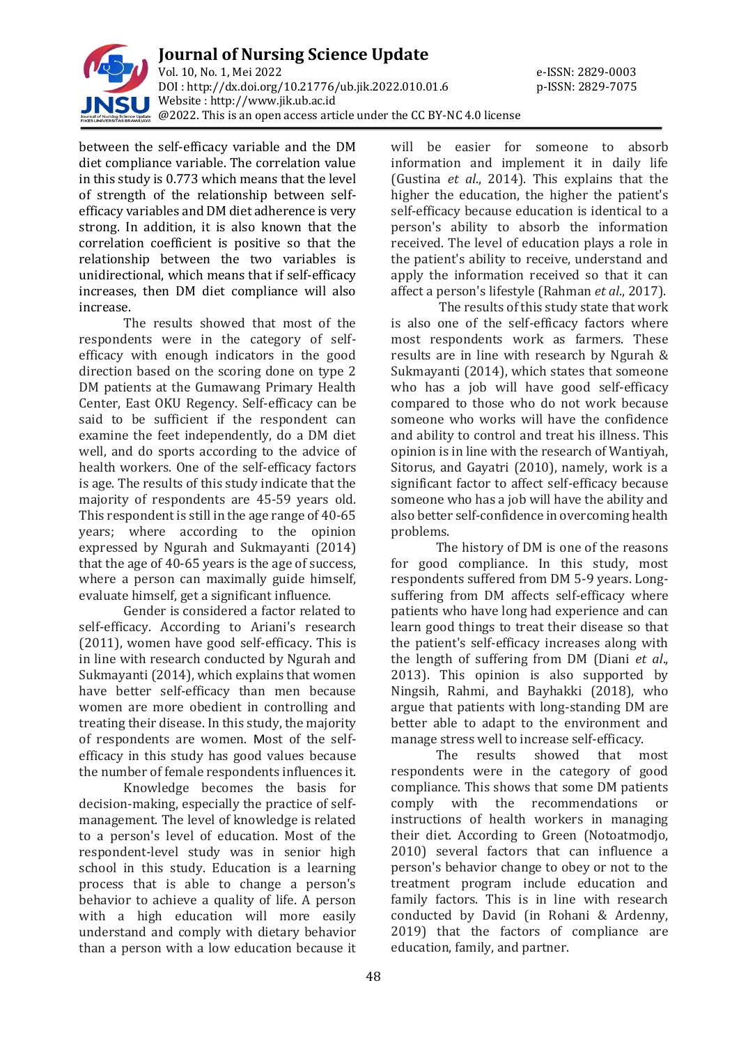between the self-efficacy variable and the DM diet compliance variable. The correlation value in this study is 0.773 which means that the level of strength of the relationship between self-efficacy variables and DM diet adherence is very strong. In addition, it is also known that the correlation coefficient is positive so that the relationship between the two variables is unidirectional, which means that if self-efficacy increases, then DM diet compliance will also increase.

The results showed that most of the respondents were in the category of self-efficacy with enough indicators in the good direction based on the scoring done on type 2 DM patients at the Gumawang Primary Health Center, East OKU Regency. Self-efficacy can be said to be sufficient if the respondent can examine the feet independently, do a DM diet well, and do sports according to the advice of health workers. One of the self-efficacy factors is age. The results of this study indicate that the majority of respondents are 45-59 years old. This respondent is still in the age range of 40-65 years; where according to the opinion expressed by Ngurah and Sukmayanti (2014) that the age of 40-65 years is the age of success, where a person can maximally guide himself, evaluate himself, get a significant influence.

Gender is considered a factor related to self-efficacy. According to Ariani's research (2011), women have good self-efficacy. This is in line with research conducted by Ngurah and Sukmayanti (2014), which explains that women have better self-efficacy than men because women are more obedient in controlling and treating their disease. In this study, the majority of respondents are women. Most of the self-efficacy in this study has good values because the number of female respondents influences it.

Knowledge becomes the basis for decision-making, especially the practice of self-management. The level of knowledge is related to a person's level of education. Most of the respondent-level study was in senior high school in this study. Education is a learning process that is able to change a person's behavior to achieve a quality of life. A person with a high education will more easily understand and comply with dietary behavior than a person with a low education because it will be easier for someone to absorb information and implement it in daily life (Gustina *et al*., 2014). This explains that the higher the education, the higher the patient's self-efficacy because education is identical to a person's ability to absorb the information received. The level of education plays a role in the patient's ability to receive, understand and apply the information received so that it can affect a person's lifestyle (Rahman *et al*., 2017).

The results of this study state that work is also one of the self-efficacy factors where most respondents work as farmers. These results are in line with research by Ngurah & Sukmayanti (2014), which states that someone who has a job will have good self-efficacy compared to those who do not work because someone who works will have the confidence and ability to control and treat his illness. This opinion is in line with the research of Wantiyah, Sitorus, and Gayatri (2010), namely, work is a significant factor to affect self-efficacy because someone who has a job will have the ability and also better self-confidence in overcoming health problems.

The history of DM is one of the reasons for good compliance. In this study, most respondents suffered from DM 5-9 years. Long-suffering from DM affects self-efficacy where patients who have long had experience and can learn good things to treat their disease so that the patient's self-efficacy increases along with the length of suffering from DM (Diani *et al*., 2013). This opinion is also supported by Ningsih, Rahmi, and Bayhakki (2018), who argue that patients with long-standing DM are better able to adapt to the environment and manage stress well to increase self-efficacy.

The results showed that most respondents were in the category of good compliance. This shows that some DM patients comply with the recommendations or instructions of health workers in managing their diet. According to Green (Notoatmodjo, 2010) several factors that can influence a person's behavior change to obey or not to the treatment program include education and family factors. This is in line with research conducted by David (in Rohani & Ardenny, 2019) that the factors of compliance are education, family, and partner.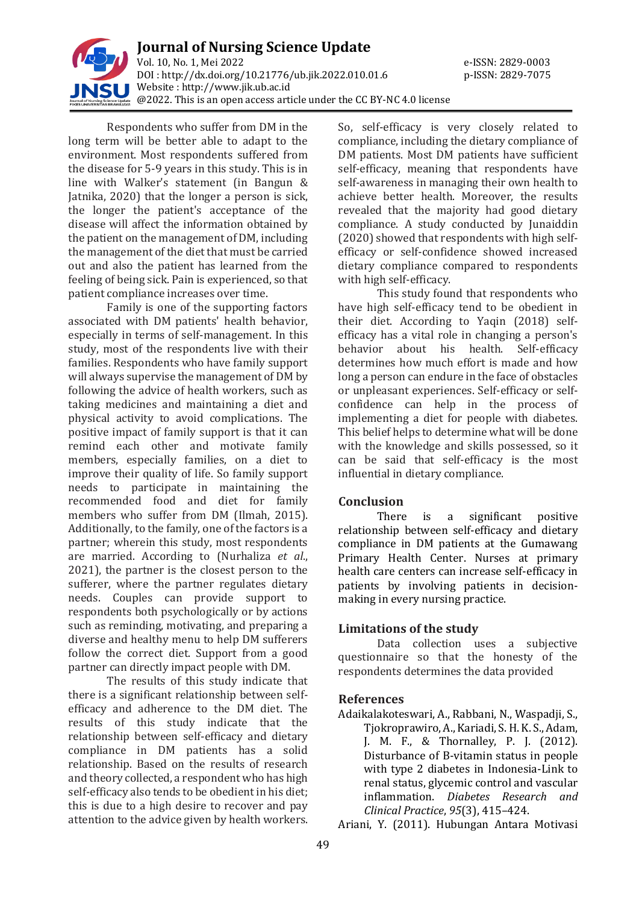Respondents who suffer from DM in the long term will be better able to adapt to the environment. Most respondents suffered from the disease for 5-9 years in this study. This is in line with Walker's statement (in Bangun & Jatnika, 2020) that the longer a person is sick, the longer the patient's acceptance of the disease will affect the information obtained by the patient on the management of DM, including the management of the diet that must be carried out and also the patient has learned from the feeling of being sick. Pain is experienced, so that patient compliance increases over time.

Family is one of the supporting factors associated with DM patients' health behavior, especially in terms of self-management. In this study, most of the respondents live with their families. Respondents who have family support will always supervise the management of DM by following the advice of health workers, such as taking medicines and maintaining a diet and physical activity to avoid complications. The positive impact of family support is that it can remind each other and motivate family members, especially families, on a diet to improve their quality of life. So family support needs to participate in maintaining the recommended food and diet for family members who suffer from DM (Ilmah, 2015). Additionally, to the family, one of the factors is a partner; wherein this study, most respondents are married. According to (Nurhaliza *et al*., 2021), the partner is the closest person to the sufferer, where the partner regulates dietary needs. Couples can provide support to respondents both psychologically or by actions such as reminding, motivating, and preparing a diverse and healthy menu to help DM sufferers follow the correct diet. Support from a good partner can directly impact people with DM.

The results of this study indicate that there is a significant relationship between self-efficacy and adherence to the DM diet. The results of this study indicate that the relationship between self-efficacy and dietary compliance in DM patients has a solid relationship. Based on the results of research and theory collected, a respondent who has high self-efficacy also tends to be obedient in his diet; this is due to a high desire to recover and pay attention to the advice given by health workers. So, self-efficacy is very closely related to compliance, including the dietary compliance of DM patients. Most DM patients have sufficient self-efficacy, meaning that respondents have self-awareness in managing their own health to achieve better health. Moreover, the results revealed that the majority had good dietary compliance. A study conducted by Junaiddin (2020) showed that respondents with high self-efficacy or self-confidence showed increased dietary compliance compared to respondents with high self-efficacy.

This study found that respondents who have high self-efficacy tend to be obedient in their diet. According to Yaqin (2018) self-efficacy has a vital role in changing a person's behavior about his health. Self-efficacy determines how much effort is made and how long a person can endure in the face of obstacles or unpleasant experiences. Self-efficacy or self-confidence can help in the process of implementing a diet for people with diabetes. This belief helps to determine what will be done with the knowledge and skills possessed, so it can be said that self-efficacy is the most influential in dietary compliance.

## Conclusion

There is a significant positive relationship between self-efficacy and dietary compliance in DM patients at the Gumawang Primary Health Center. Nurses at primary health care centers can increase self-efficacy in patients by involving patients in decision-making in every nursing practice.

## Limitations of the study

Data collection uses a subjective questionnaire so that the honesty of the respondents determines the data provided

## References

Adaikalakoteswari, A., Rabbani, N., Waspadji, S., Tjokroprawiro, A., Kariadi, S. H. K. S., Adam, J. M. F., & Thornalley, P. J. (2012). Disturbance of B-vitamin status in people with type 2 diabetes in Indonesia-Link to renal status, glycemic control and vascular inflammation. *Diabetes Research and Clinical Practice*, *95*(3), 415–424.

Ariani, Y. (2011). Hubungan Antara Motivasi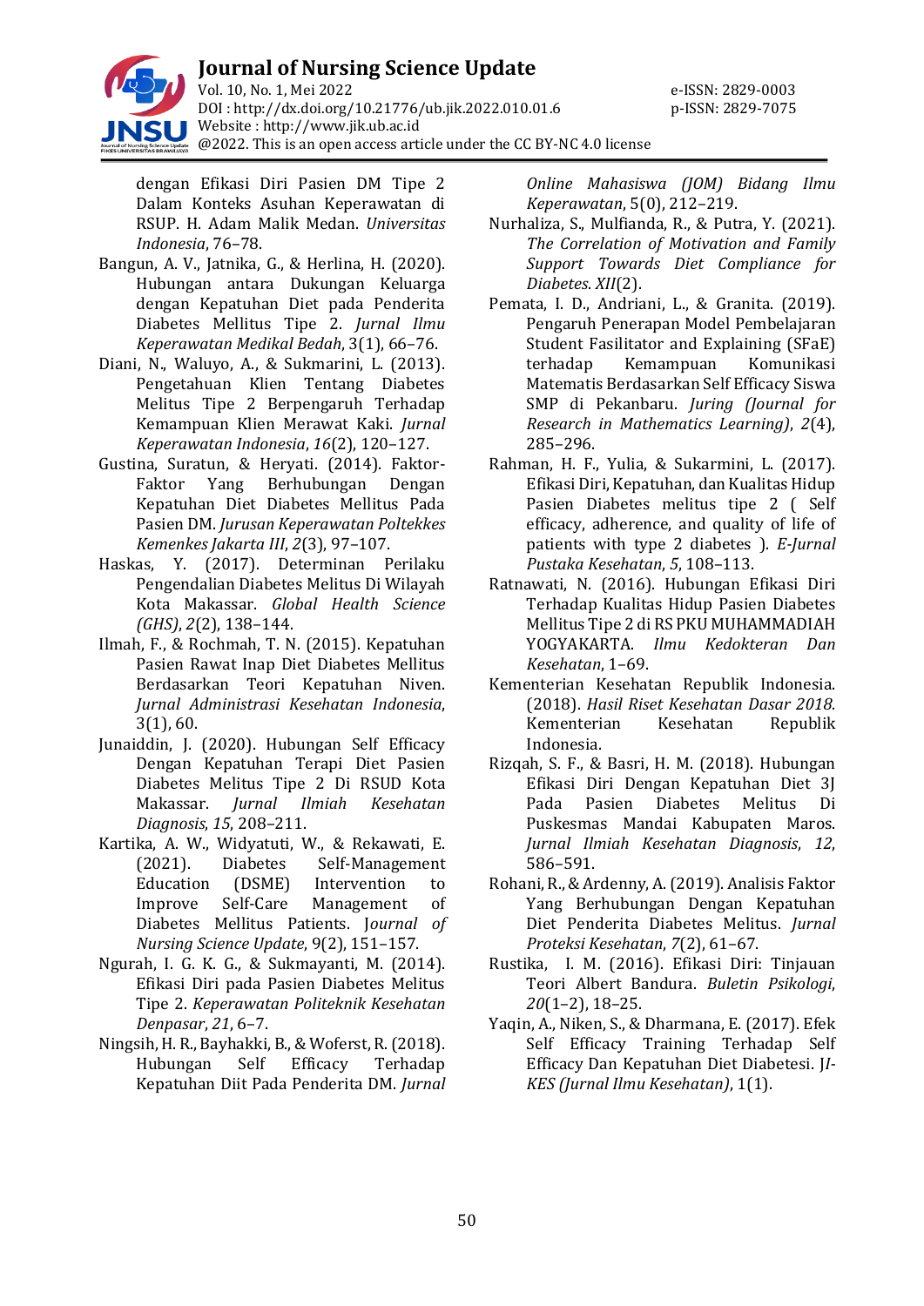dengan Efikasi Diri Pasien DM Tipe 2 Dalam Konteks Asuhan Keperawatan di RSUP. H. Adam Malik Medan. *Universitas Indonesia*, 76–78.

Bangun, A. V., Jatnika, G., & Herlina, H. (2020). Hubungan antara Dukungan Keluarga dengan Kepatuhan Diet pada Penderita Diabetes Mellitus Tipe 2. *Jurnal Ilmu Keperawatan Medikal Bedah*, 3(1), 66–76.

Diani, N., Waluyo, A., & Sukmarini, L. (2013). Pengetahuan Klien Tentang Diabetes Melitus Tipe 2 Berpengaruh Terhadap Kemampuan Klien Merawat Kaki. *Jurnal Keperawatan Indonesia*, *16*(2), 120–127.

Gustina, Suratun, & Heryati. (2014). Faktor-Faktor Yang Berhubungan Dengan Kepatuhan Diet Diabetes Mellitus Pada Pasien DM. *Jurusan Keperawatan Poltekkes Kemenkes Jakarta III*, *2*(3), 97–107.

Haskas, Y. (2017). Determinan Perilaku Pengendalian Diabetes Melitus Di Wilayah Kota Makassar. *Global Health Science (GHS)*, *2*(2), 138–144.

Ilmah, F., & Rochmah, T. N. (2015). Kepatuhan Pasien Rawat Inap Diet Diabetes Mellitus Berdasarkan Teori Kepatuhan Niven. *Jurnal Administrasi Kesehatan Indonesia*, 3(1), 60.

Junaiddin, J. (2020). Hubungan Self Efficacy Dengan Kepatuhan Terapi Diet Pasien Diabetes Melitus Tipe 2 Di RSUD Kota Makassar. *Jurnal Ilmiah Kesehatan Diagnosis*, *15*, 208–211.

Kartika, A. W., Widyatuti, W., & Rekawati, E. (2021). Diabetes Self-Management Education (DSME) Intervention to Improve Self-Care Management of Diabetes Mellitus Patients. *Journal of Nursing Science Update*, 9(2), 151–157.

Ngurah, I. G. K. G., & Sukmayanti, M. (2014). Efikasi Diri pada Pasien Diabetes Melitus Tipe 2. *Keperawatan Politeknik Kesehatan Denpasar*, *21*, 6–7.

Ningsih, H. R., Bayhakki, B., & Woferst, R. (2018). Hubungan Self Efficacy Terhadap Kepatuhan Diit Pada Penderita DM. *Jurnal Online Mahasiswa (JOM) Bidang Ilmu Keperawatan*, 5(0), 212–219.

Nurhaliza, S., Mulfianda, R., & Putra, Y. (2021). *The Correlation of Motivation and Family Support Towards Diet Compliance for Diabetes*. *XII*(2).

Pemata, I. D., Andriani, L., & Granita. (2019). Pengaruh Penerapan Model Pembelajaran Student Fasilitator and Explaining (SFaE) terhadap Kemampuan Komunikasi Matematis Berdasarkan Self Efficacy Siswa SMP di Pekanbaru. *Juring (Journal for Research in Mathematics Learning)*, *2*(4), 285–296.

Rahman, H. F., Yulia, & Sukarmini, L. (2017). Efikasi Diri, Kepatuhan, dan Kualitas Hidup Pasien Diabetes melitus tipe 2 ( Self efficacy, adherence, and quality of life of patients with type 2 diabetes ). *E-Jurnal Pustaka Kesehatan*, *5*, 108–113.

Ratnawati, N. (2016). Hubungan Efikasi Diri Terhadap Kualitas Hidup Pasien Diabetes Mellitus Tipe 2 di RS PKU MUHAMMADIAH YOGYAKARTA. *Ilmu Kedokteran Dan Kesehatan*, 1–69.

Kementerian Kesehatan Republik Indonesia. (2018). *Hasil Riset Kesehatan Dasar 2018.* Kementerian Kesehatan Republik Indonesia.

Rizqah, S. F., & Basri, H. M. (2018). Hubungan Efikasi Diri Dengan Kepatuhan Diet 3J Pada Pasien Diabetes Melitus Di Puskesmas Mandai Kabupaten Maros. *Jurnal Ilmiah Kesehatan Diagnosis*, *12*, 586–591.

Rohani, R., & Ardenny, A. (2019). Analisis Faktor Yang Berhubungan Dengan Kepatuhan Diet Penderita Diabetes Melitus. *Jurnal Proteksi Kesehatan*, *7*(2), 61–67.

Rustika, I. M. (2016). Efikasi Diri: Tinjauan Teori Albert Bandura. *Buletin Psikologi*, *20*(1–2), 18–25.

Yaqin, A., Niken, S., & Dharmana, E. (2017). Efek Self Efficacy Training Terhadap Self Efficacy Dan Kepatuhan Diet Diabetesi. *JI-KES (Jurnal Ilmu Kesehatan)*, 1(1).